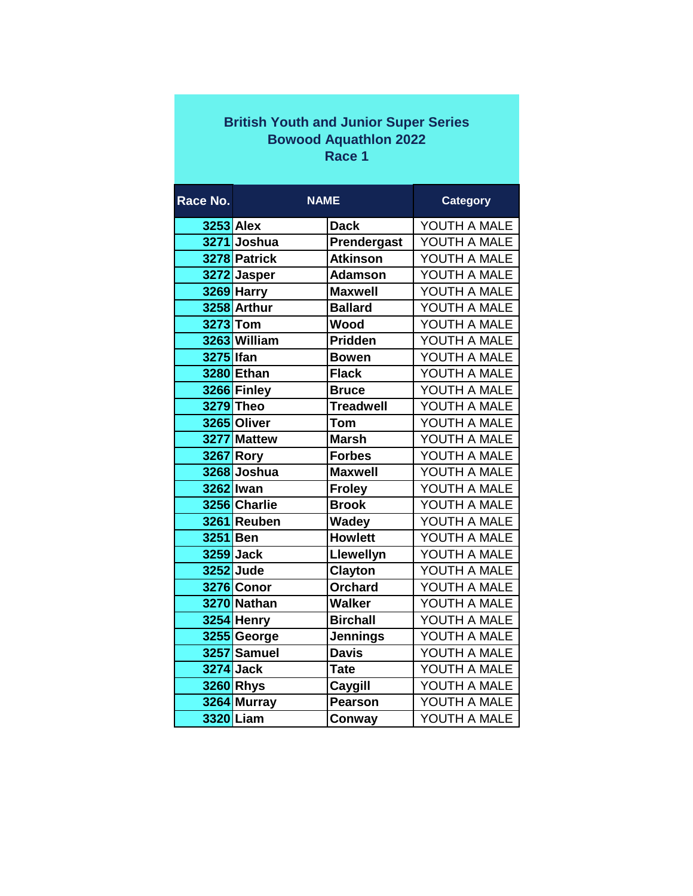# British Youth and Junior Super Series
## Bowood Aquathlon 2022
### Race 1

| Race No. | NAME | | Category |
|---|---|---|---|
| 3253 | Alex | Dack | YOUTH A MALE |
| 3271 | Joshua | Prendergast | YOUTH A MALE |
| 3278 | Patrick | Atkinson | YOUTH A MALE |
| 3272 | Jasper | Adamson | YOUTH A MALE |
| 3269 | Harry | Maxwell | YOUTH A MALE |
| 3258 | Arthur | Ballard | YOUTH A MALE |
| 3273 | Tom | Wood | YOUTH A MALE |
| 3263 | William | Pridden | YOUTH A MALE |
| 3275 | Ifan | Bowen | YOUTH A MALE |
| 3280 | Ethan | Flack | YOUTH A MALE |
| 3266 | Finley | Bruce | YOUTH A MALE |
| 3279 | Theo | Treadwell | YOUTH A MALE |
| 3265 | Oliver | Tom | YOUTH A MALE |
| 3277 | Mattew | Marsh | YOUTH A MALE |
| 3267 | Rory | Forbes | YOUTH A MALE |
| 3268 | Joshua | Maxwell | YOUTH A MALE |
| 3262 | Iwan | Froley | YOUTH A MALE |
| 3256 | Charlie | Brook | YOUTH A MALE |
| 3261 | Reuben | Wadey | YOUTH A MALE |
| 3251 | Ben | Howlett | YOUTH A MALE |
| 3259 | Jack | Llewellyn | YOUTH A MALE |
| 3252 | Jude | Clayton | YOUTH A MALE |
| 3276 | Conor | Orchard | YOUTH A MALE |
| 3270 | Nathan | Walker | YOUTH A MALE |
| 3254 | Henry | Birchall | YOUTH A MALE |
| 3255 | George | Jennings | YOUTH A MALE |
| 3257 | Samuel | Davis | YOUTH A MALE |
| 3274 | Jack | Tate | YOUTH A MALE |
| 3260 | Rhys | Caygill | YOUTH A MALE |
| 3264 | Murray | Pearson | YOUTH A MALE |
| 3320 | Liam | Conway | YOUTH A MALE |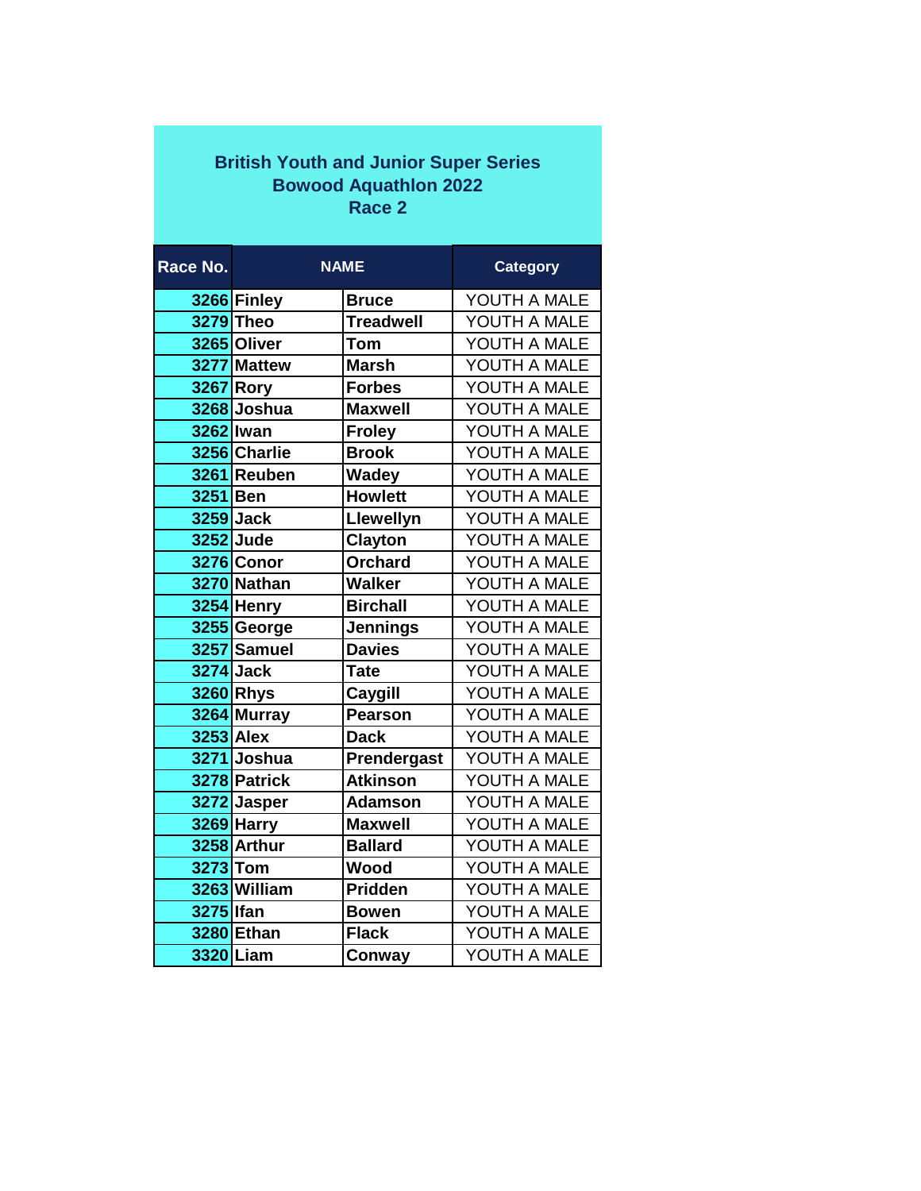## British Youth and Junior Super Series
## Bowood Aquathlon 2022
## Race 2

| Race No. | NAME | | Category |
|---|---|---|---|
| 3266 | Finley | Bruce | YOUTH A MALE |
| 3279 | Theo | Treadwell | YOUTH A MALE |
| 3265 | Oliver | Tom | YOUTH A MALE |
| 3277 | Mattew | Marsh | YOUTH A MALE |
| 3267 | Rory | Forbes | YOUTH A MALE |
| 3268 | Joshua | Maxwell | YOUTH A MALE |
| 3262 | Iwan | Froley | YOUTH A MALE |
| 3256 | Charlie | Brook | YOUTH A MALE |
| 3261 | Reuben | Wadey | YOUTH A MALE |
| 3251 | Ben | Howlett | YOUTH A MALE |
| 3259 | Jack | Llewellyn | YOUTH A MALE |
| 3252 | Jude | Clayton | YOUTH A MALE |
| 3276 | Conor | Orchard | YOUTH A MALE |
| 3270 | Nathan | Walker | YOUTH A MALE |
| 3254 | Henry | Birchall | YOUTH A MALE |
| 3255 | George | Jennings | YOUTH A MALE |
| 3257 | Samuel | Davies | YOUTH A MALE |
| 3274 | Jack | Tate | YOUTH A MALE |
| 3260 | Rhys | Caygill | YOUTH A MALE |
| 3264 | Murray | Pearson | YOUTH A MALE |
| 3253 | Alex | Dack | YOUTH A MALE |
| 3271 | Joshua | Prendergast | YOUTH A MALE |
| 3278 | Patrick | Atkinson | YOUTH A MALE |
| 3272 | Jasper | Adamson | YOUTH A MALE |
| 3269 | Harry | Maxwell | YOUTH A MALE |
| 3258 | Arthur | Ballard | YOUTH A MALE |
| 3273 | Tom | Wood | YOUTH A MALE |
| 3263 | William | Pridden | YOUTH A MALE |
| 3275 | Ifan | Bowen | YOUTH A MALE |
| 3280 | Ethan | Flack | YOUTH A MALE |
| 3320 | Liam | Conway | YOUTH A MALE |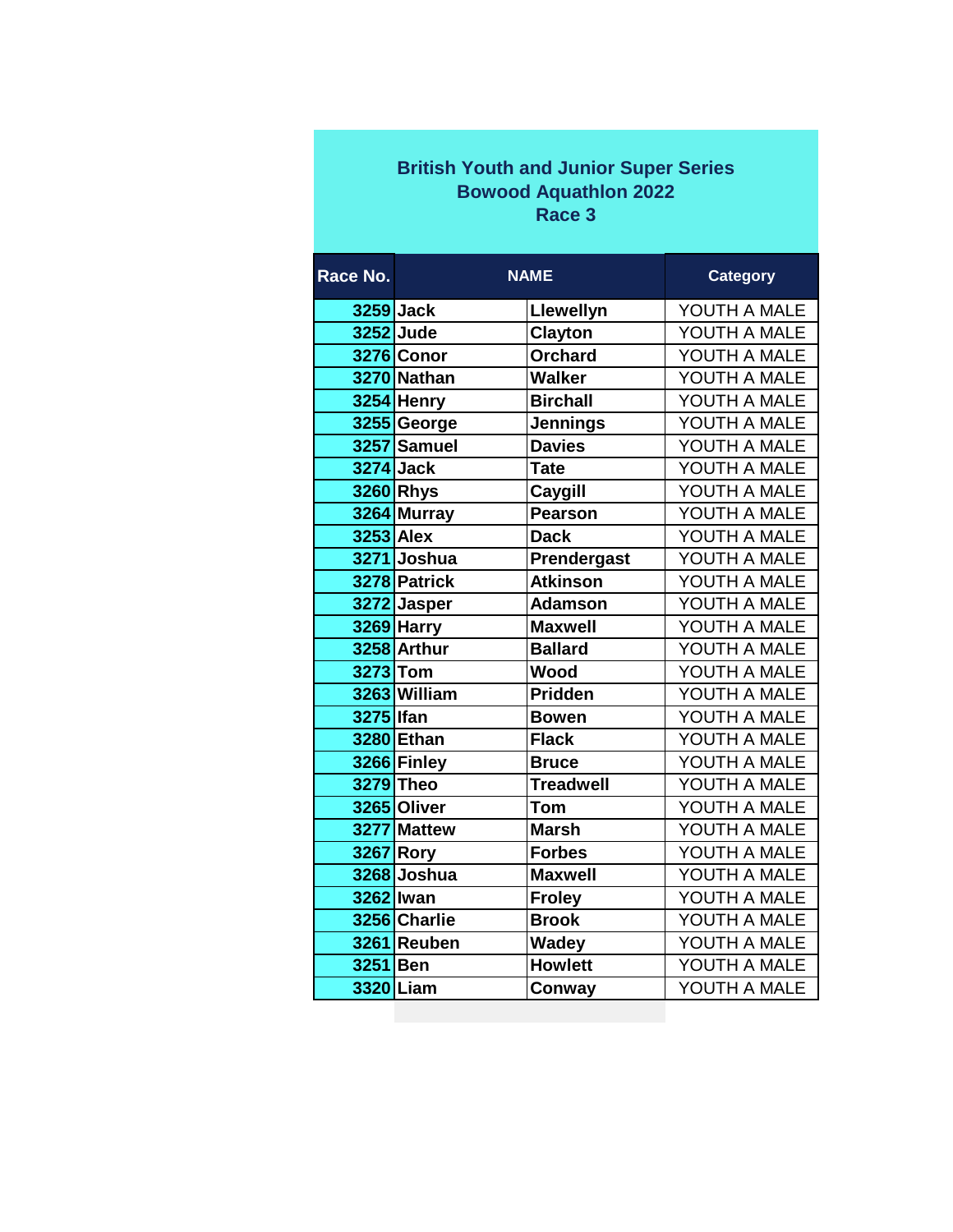**British Youth and Junior Super Series**
**Bowood Aquathlon 2022**
**Race 3**

| Race No. | NAME | | Category |
|---|---|---|---|
| 3259 | Jack | Llewellyn | YOUTH A MALE |
| 3252 | Jude | Clayton | YOUTH A MALE |
| 3276 | Conor | Orchard | YOUTH A MALE |
| 3270 | Nathan | Walker | YOUTH A MALE |
| 3254 | Henry | Birchall | YOUTH A MALE |
| 3255 | George | Jennings | YOUTH A MALE |
| 3257 | Samuel | Davies | YOUTH A MALE |
| 3274 | Jack | Tate | YOUTH A MALE |
| 3260 | Rhys | Caygill | YOUTH A MALE |
| 3264 | Murray | Pearson | YOUTH A MALE |
| 3253 | Alex | Dack | YOUTH A MALE |
| 3271 | Joshua | Prendergast | YOUTH A MALE |
| 3278 | Patrick | Atkinson | YOUTH A MALE |
| 3272 | Jasper | Adamson | YOUTH A MALE |
| 3269 | Harry | Maxwell | YOUTH A MALE |
| 3258 | Arthur | Ballard | YOUTH A MALE |
| 3273 | Tom | Wood | YOUTH A MALE |
| 3263 | William | Pridden | YOUTH A MALE |
| 3275 | Ifan | Bowen | YOUTH A MALE |
| 3280 | Ethan | Flack | YOUTH A MALE |
| 3266 | Finley | Bruce | YOUTH A MALE |
| 3279 | Theo | Treadwell | YOUTH A MALE |
| 3265 | Oliver | Tom | YOUTH A MALE |
| 3277 | Mattew | Marsh | YOUTH A MALE |
| 3267 | Rory | Forbes | YOUTH A MALE |
| 3268 | Joshua | Maxwell | YOUTH A MALE |
| 3262 | Iwan | Froley | YOUTH A MALE |
| 3256 | Charlie | Brook | YOUTH A MALE |
| 3261 | Reuben | Wadey | YOUTH A MALE |
| 3251 | Ben | Howlett | YOUTH A MALE |
| 3320 | Liam | Conway | YOUTH A MALE |